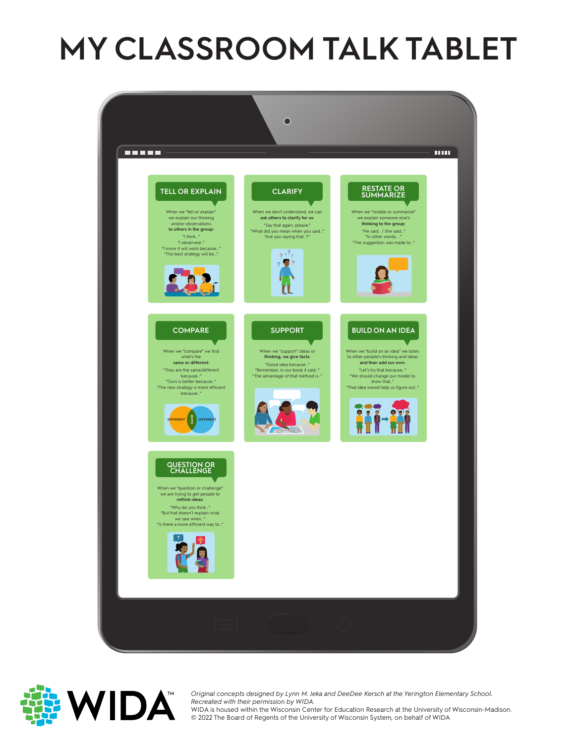# MY CLASSROOM TALK TABLET

## TELL OR EXPLAIN

When we "tell or explain" we explain our thinking and/or observations **to others in the group:**

"I think..."
"I observed..."
"I know it will work because..."
"The best strategy will be..."

## CLARIFY

When we don't understand, we can **ask others to clarify for us:**

"Say that again, please."
"What did you mean when you said..."
"Are you saying that...?"

## RESTATE OR SUMMARIZE

When we "restate or summarize" we explain someone else's **thinking to the group:**

"He said... / She said..."
"In other words, ..."
"The suggestion was made to..."

## COMPARE

When we "compare" we find what's the **same or different:**

"They are the same/different because..."
"Ours is better because..."
"The new strategy is more efficient because..."

DIFFERENT | SAME | DIFFERENT

## SUPPORT

When we "support" ideas or **thinking, we give facts:**

"Good idea because..."
"Remember, in our book it said..."
"The advantage of that method is..."

## BUILD ON AN IDEA

When we "build on an idea" we listen to other people's thinking and ideas **and then add our own:**

"Let's try that because..."
"We should change our model to show that..."
"That idea would help us figure out..."

## QUESTION OR CHALLENGE

When we "question or challenge" we are trying to get people to **rethink ideas:**

"Why do you think..."
"But that doesn't explain what we saw when..."
"Is there a more efficient way to..."

WIDA™

*Original concepts designed by Lynn M. Jeka and DeeDee Kersch at the Yerington Elementary School. Recreated with their permission by WIDA.*
WIDA is housed within the Wisconsin Center for Education Research at the University of Wisconsin-Madison.
© 2022 The Board of Regents of the University of Wisconsin System, on behalf of WIDA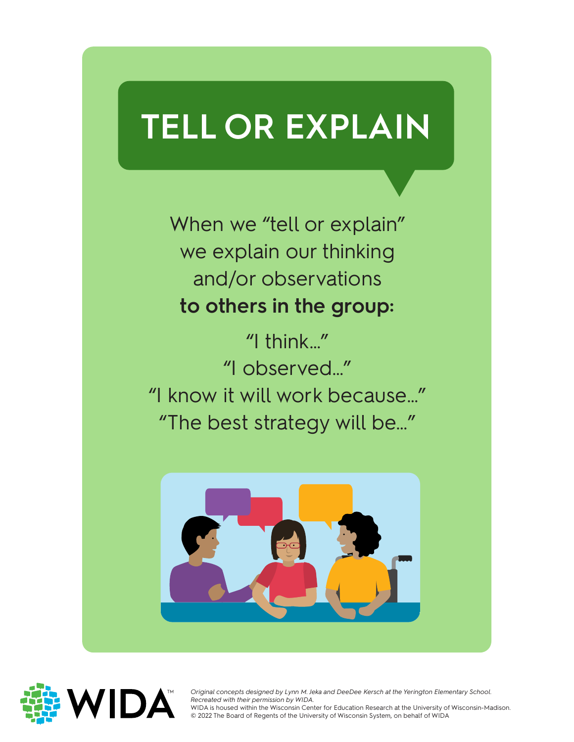# TELL OR EXPLAIN

When we "tell or explain" we explain our thinking and/or observations **to others in the group:**

"I think..."
"I observed..."
"I know it will work because..."
"The best strategy will be..."

WIDA™

*Original concepts designed by Lynn M. Jeka and DeeDee Kersch at the Yerington Elementary School. Recreated with their permission by WIDA.*
WIDA is housed within the Wisconsin Center for Education Research at the University of Wisconsin-Madison.
© 2022 The Board of Regents of the University of Wisconsin System, on behalf of WIDA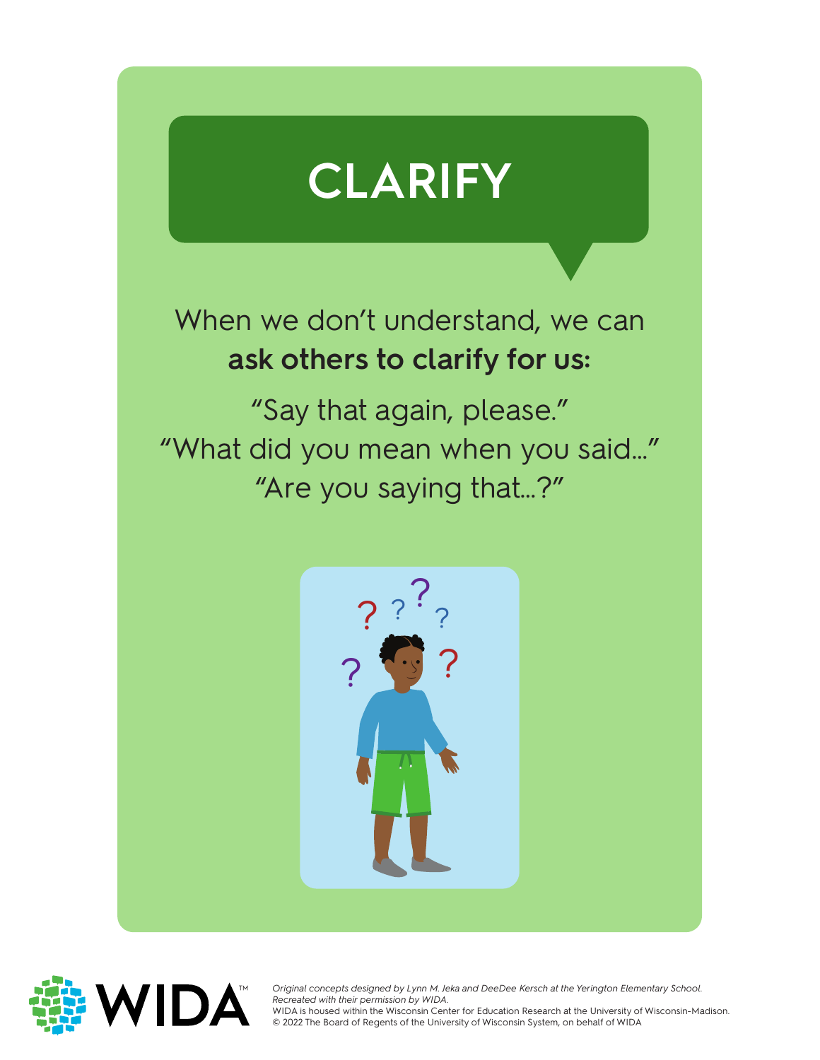# CLARIFY

When we don't understand, we can **ask others to clarify for us:**

"Say that again, please."
"What did you mean when you said..."
"Are you saying that...?"

*Original concepts designed by Lynn M. Jeka and DeeDee Kersch at the Yerington Elementary School. Recreated with their permission by WIDA.*
WIDA is housed within the Wisconsin Center for Education Research at the University of Wisconsin-Madison.
© 2022 The Board of Regents of the University of Wisconsin System, on behalf of WIDA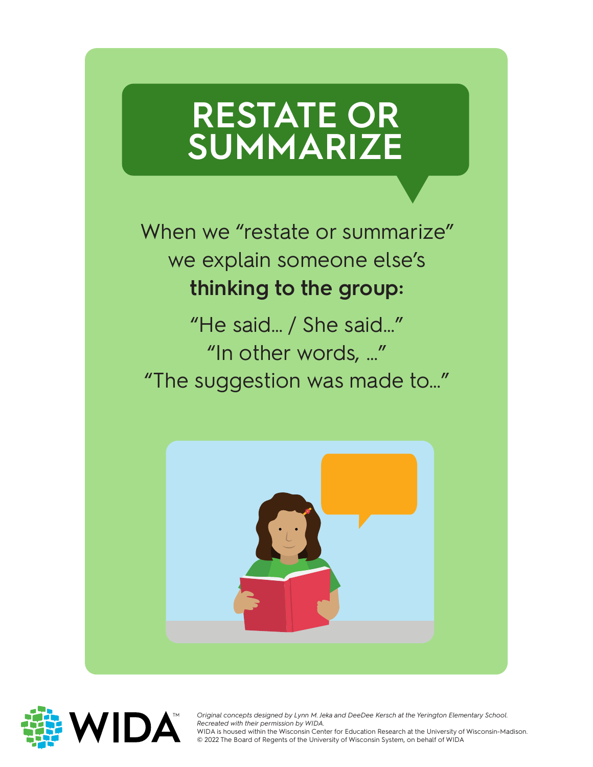# RESTATE OR SUMMARIZE

When we "restate or summarize" we explain someone else's **thinking to the group:**

"He said... / She said..."
"In other words, ..."
"The suggestion was made to..."

*Original concepts designed by Lynn M. Jeka and DeeDee Kersch at the Yerington Elementary School. Recreated with their permission by WIDA.*
WIDA is housed within the Wisconsin Center for Education Research at the University of Wisconsin-Madison.
© 2022 The Board of Regents of the University of Wisconsin System, on behalf of WIDA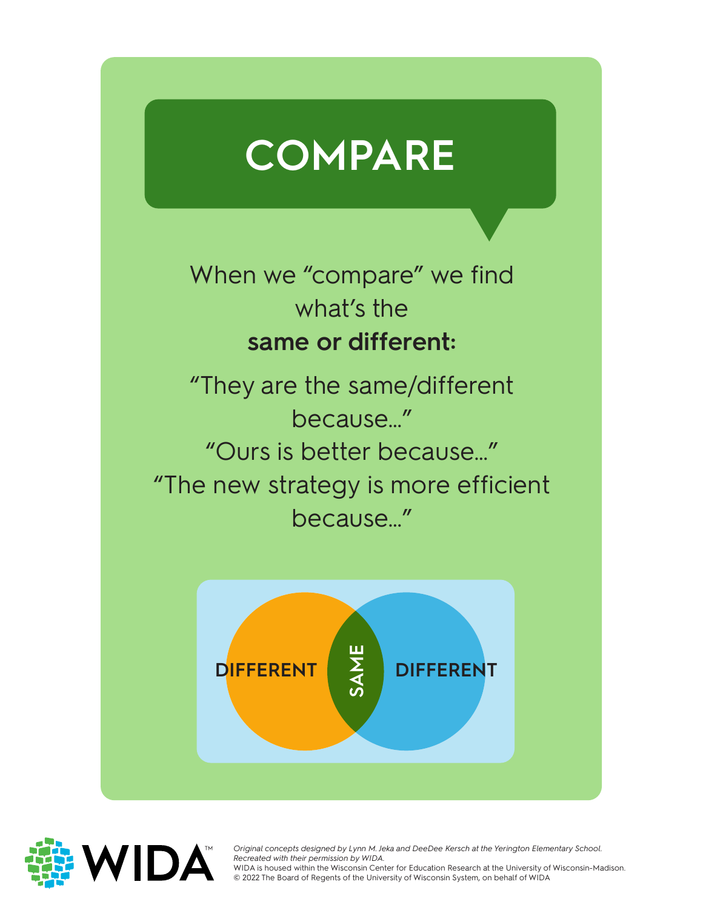# COMPARE

When we "compare" we find what's the **same or different:**

"They are the same/different because..."

"Ours is better because..."

"The new strategy is more efficient because..."

DIFFERENT SAME DIFFERENT

WIDA™

*Original concepts designed by Lynn M. Jeka and DeeDee Kersch at the Yerington Elementary School. Recreated with their permission by WIDA.*

WIDA is housed within the Wisconsin Center for Education Research at the University of Wisconsin-Madison.

© 2022 The Board of Regents of the University of Wisconsin System, on behalf of WIDA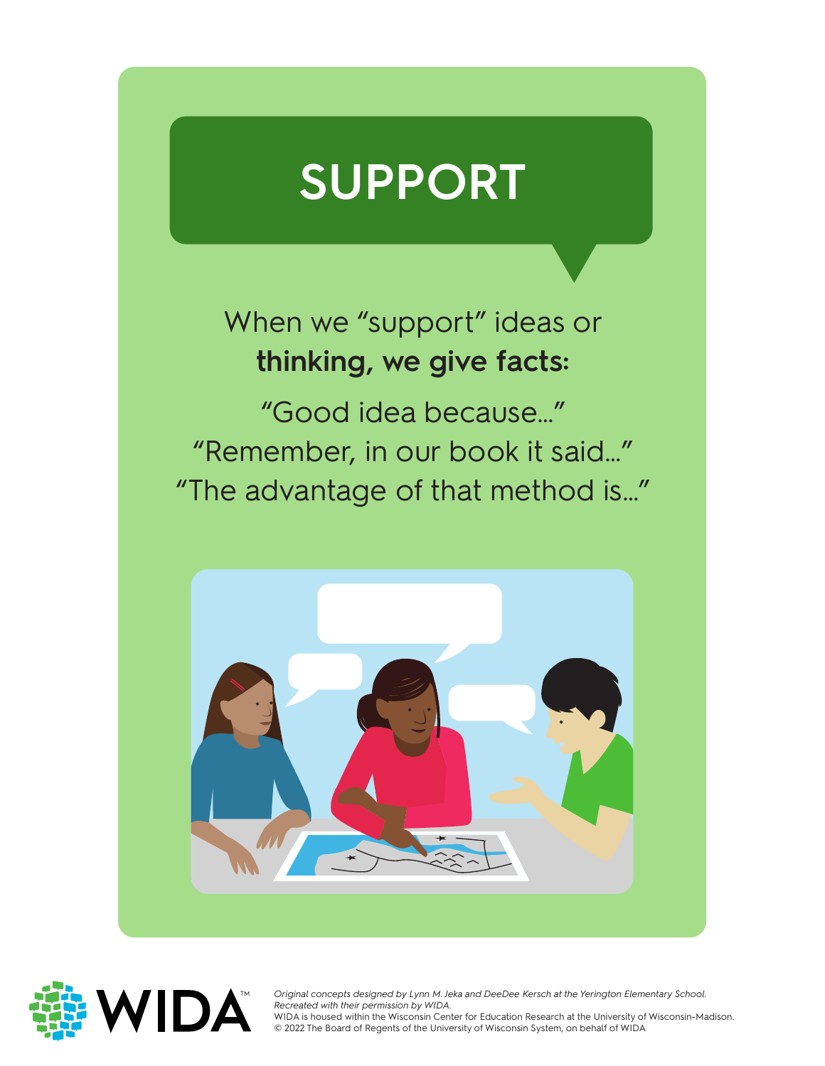# SUPPORT

When we "support" ideas or **thinking, we give facts:**

"Good idea because..."
"Remember, in our book it said..."
"The advantage of that method is..."

*Original concepts designed by Lynn M. Jeka and DeeDee Kersch at the Yerington Elementary School. Recreated with their permission by WIDA.*
WIDA is housed within the Wisconsin Center for Education Research at the University of Wisconsin-Madison.
© 2022 The Board of Regents of the University of Wisconsin System, on behalf of WIDA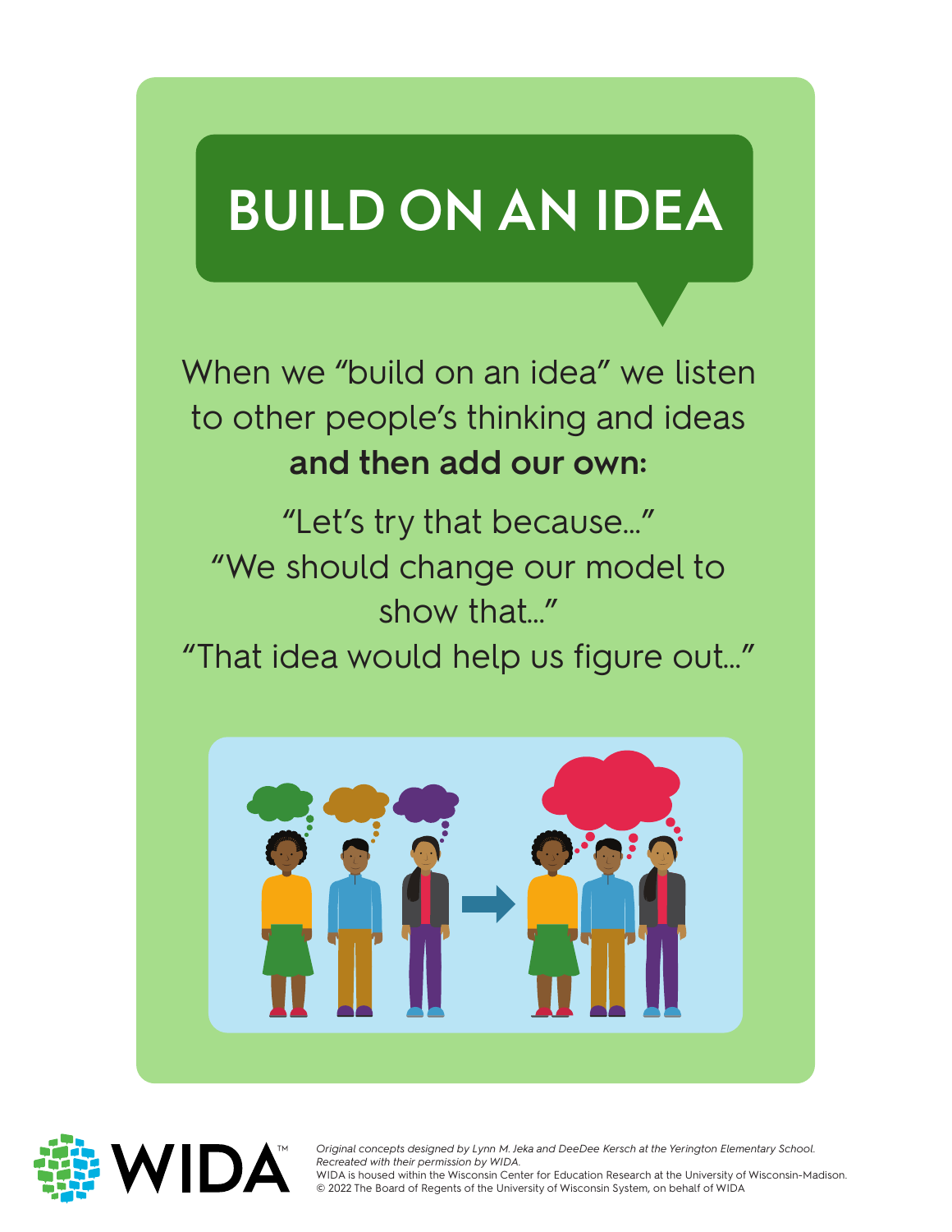# BUILD ON AN IDEA

When we "build on an idea" we listen to other people's thinking and ideas **and then add our own:**

"Let's try that because..."
"We should change our model to show that..."
"That idea would help us figure out..."

*Original concepts designed by Lynn M. Jeka and DeeDee Kersch at the Yerington Elementary School. Recreated with their permission by WIDA.*
WIDA is housed within the Wisconsin Center for Education Research at the University of Wisconsin-Madison.
© 2022 The Board of Regents of the University of Wisconsin System, on behalf of WIDA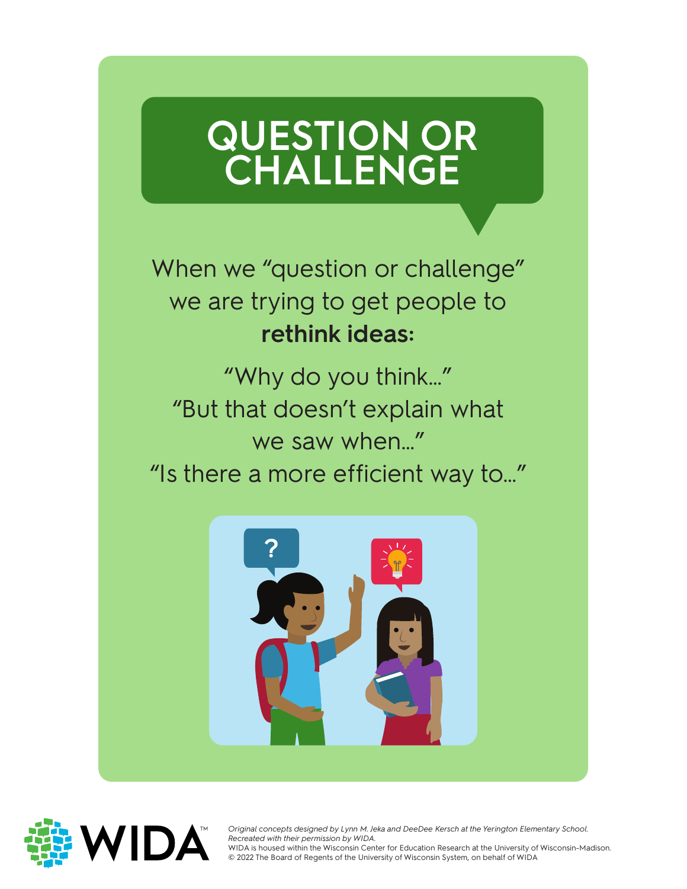# QUESTION OR CHALLENGE

When we "question or challenge" we are trying to get people to **rethink ideas:**

"Why do you think..."
"But that doesn't explain what we saw when..."
"Is there a more efficient way to..."

WIDA™

*Original concepts designed by Lynn M. Jeka and DeeDee Kersch at the Yerington Elementary School. Recreated with their permission by WIDA.*
WIDA is housed within the Wisconsin Center for Education Research at the University of Wisconsin-Madison.
© 2022 The Board of Regents of the University of Wisconsin System, on behalf of WIDA